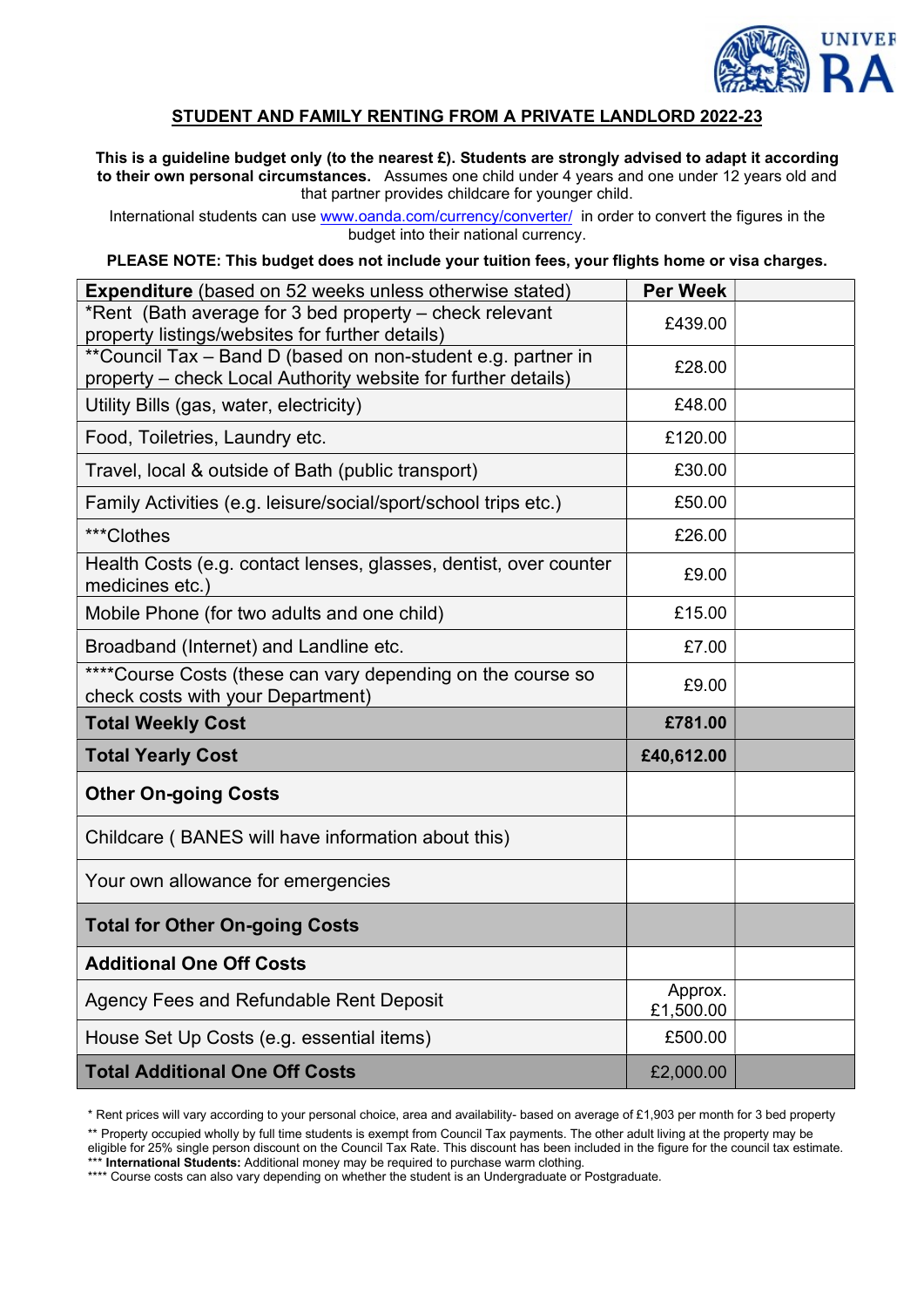## STUDENT AND FAMILY RENTING FROM A PRIVATE LANDLORD 2022-23

**This is a guideline budget only (to the nearest £). Students are strongly advised to adapt it according to their own personal circumstances.** Assumes one child under 4 years and one under 12 years old and that partner provides childcare for younger child.

International students can use www.oanda.com/currency/converter/ in order to convert the figures in the budget into their national currency.

**PLEASE NOTE: This budget does not include your tuition fees, your flights home or visa charges.**

| **Expenditure** (based on 52 weeks unless otherwise stated) | **Per Week** | |
|---|---|---|
| *Rent (Bath average for 3 bed property – check relevant property listings/websites for further details) | £439.00 | |
| **Council Tax – Band D (based on non-student e.g. partner in property – check Local Authority website for further details) | £28.00 | |
| Utility Bills (gas, water, electricity) | £48.00 | |
| Food, Toiletries, Laundry etc. | £120.00 | |
| Travel, local & outside of Bath (public transport) | £30.00 | |
| Family Activities (e.g. leisure/social/sport/school trips etc.) | £50.00 | |
| ***Clothes | £26.00 | |
| Health Costs (e.g. contact lenses, glasses, dentist, over counter medicines etc.) | £9.00 | |
| Mobile Phone (for two adults and one child) | £15.00 | |
| Broadband (Internet) and Landline etc. | £7.00 | |
| ****Course Costs (these can vary depending on the course so check costs with your Department) | £9.00 | |
| **Total Weekly Cost** | **£781.00** | |
| **Total Yearly Cost** | **£40,612.00** | |
| **Other On-going Costs** | | |
| Childcare ( BANES will have information about this) | | |
| Your own allowance for emergencies | | |
| **Total for Other On-going Costs** | | |
| **Additional One Off Costs** | | |
| Agency Fees and Refundable Rent Deposit | Approx. £1,500.00 | |
| House Set Up Costs (e.g. essential items) | £500.00 | |
| **Total Additional One Off Costs** | £2,000.00 | |

\* Rent prices will vary according to your personal choice, area and availability- based on average of £1,903 per month for 3 bed property

** Property occupied wholly by full time students is exempt from Council Tax payments. The other adult living at the property may be eligible for 25% single person discount on the Council Tax Rate. This discount has been included in the figure for the council tax estimate.

*** **International Students:** Additional money may be required to purchase warm clothing.

**** Course costs can also vary depending on whether the student is an Undergraduate or Postgraduate.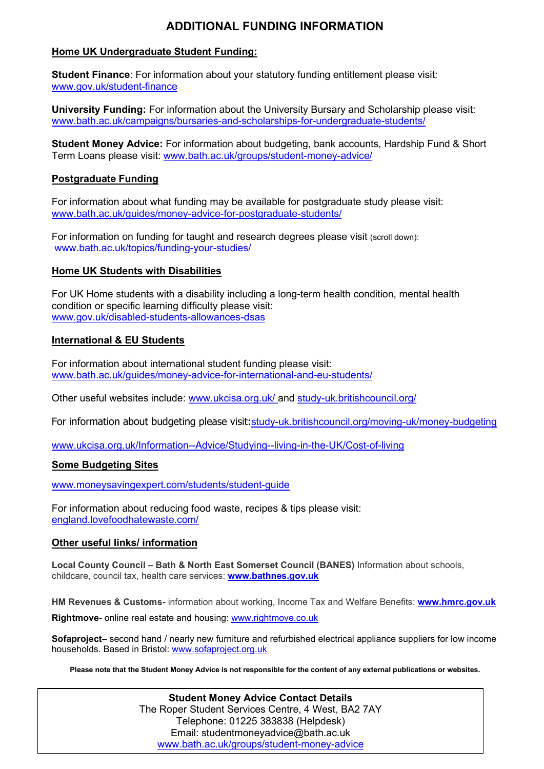# ADDITIONAL FUNDING INFORMATION

## Home UK Undergraduate Student Funding:

**Student Finance**: For information about your statutory funding entitlement please visit: www.gov.uk/student-finance

**University Funding:** For information about the University Bursary and Scholarship please visit: www.bath.ac.uk/campaigns/bursaries-and-scholarships-for-undergraduate-students/

**Student Money Advice:** For information about budgeting, bank accounts, Hardship Fund & Short Term Loans please visit: www.bath.ac.uk/groups/student-money-advice/

## Postgraduate Funding

For information about what funding may be available for postgraduate study please visit: www.bath.ac.uk/guides/money-advice-for-postgraduate-students/

For information on funding for taught and research degrees please visit (scroll down): www.bath.ac.uk/topics/funding-your-studies/

## Home UK Students with Disabilities

For UK Home students with a disability including a long-term health condition, mental health condition or specific learning difficulty please visit: www.gov.uk/disabled-students-allowances-dsas

## International & EU Students

For information about international student funding please visit: www.bath.ac.uk/guides/money-advice-for-international-and-eu-students/

Other useful websites include: www.ukcisa.org.uk/ and study-uk.britishcouncil.org/

For information about budgeting please visit: study-uk.britishcouncil.org/moving-uk/money-budgeting

www.ukcisa.org.uk/Information--Advice/Studying--living-in-the-UK/Cost-of-living

## Some Budgeting Sites

www.moneysavingexpert.com/students/student-guide

For information about reducing food waste, recipes & tips please visit: england.lovefoodhatewaste.com/

## Other useful links/ information

**Local County Council – Bath & North East Somerset Council (BANES)** Information about schools, childcare, council tax, health care services: **www.bathnes.gov.uk**

**HM Revenues & Customs-** information about working, Income Tax and Welfare Benefits: **www.hmrc.gov.uk**

**Rightmove-** online real estate and housing: www.rightmove.co.uk

**Sofaproject**– second hand / nearly new furniture and refurbished electrical appliance suppliers for low income households. Based in Bristol: www.sofaproject.org.uk

**Please note that the Student Money Advice is not responsible for the content of any external publications or websites.**

**Student Money Advice Contact Details**
The Roper Student Services Centre, 4 West, BA2 7AY
Telephone: 01225 383838 (Helpdesk)
Email: studentmoneyadvice@bath.ac.uk
www.bath.ac.uk/groups/student-money-advice